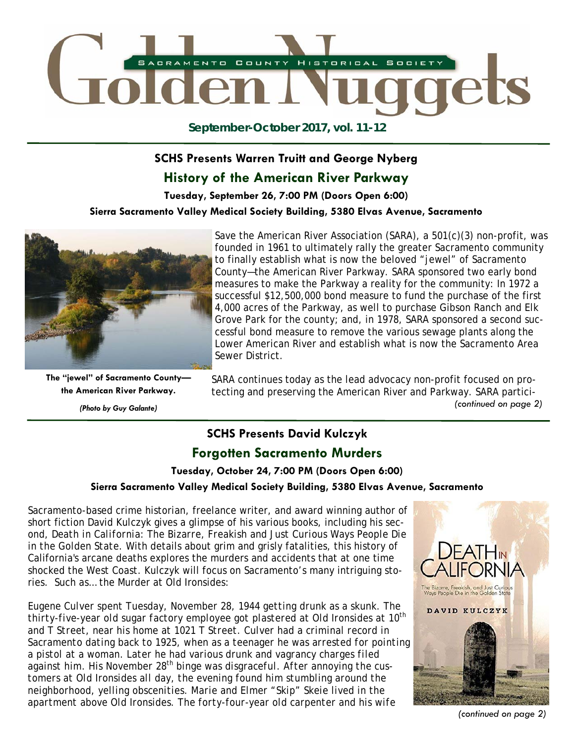# Golden Nuggets

SACRAMENTO COUNTY HISTORICAL SOCIETY

**September-October 2017, vol. 11-12**

## SCHS Presents Warren Truitt and George Nyberg

## History of the American River Parkway

**Tuesday, September 26, 7:00 PM (Doors Open 6:00)**

**Sierra Sacramento Valley Medical Society Building, 5380 Elvas Avenue, Sacramento**

**The "jewel" of Sacramento County—the American River Parkway.**

***(Photo by Guy Galante)***

Save the American River Association (SARA), a 501(c)(3) non-profit, was founded in 1961 to ultimately rally the greater Sacramento community to finally establish what is now the beloved "jewel" of Sacramento County—the American River Parkway. SARA sponsored two early bond measures to make the Parkway a reality for the community: In 1972 a successful $12,500,000 bond measure to fund the purchase of the first 4,000 acres of the Parkway, as well to purchase Gibson Ranch and Elk Grove Park for the county; and, in 1978, SARA sponsored a second successful bond measure to remove the various sewage plants along the Lower American River and establish what is now the Sacramento Area Sewer District.

SARA continues today as the lead advocacy non-profit focused on protecting and preserving the American River and Parkway. SARA partici-

*(continued on page 2)*

## SCHS Presents David Kulczyk

## Forgotten Sacramento Murders

**Tuesday, October 24, 7:00 PM (Doors Open 6:00)**

**Sierra Sacramento Valley Medical Society Building, 5380 Elvas Avenue, Sacramento**

Sacramento-based crime historian, freelance writer, and award winning author of short fiction David Kulczyk gives a glimpse of his various books, including his second, Death in California: The Bizarre, Freakish and Just Curious Ways People Die in the Golden State. With details about grim and grisly fatalities, this history of California's arcane deaths explores the murders and accidents that at one time shocked the West Coast. Kulczyk will focus on Sacramento's many intriguing stories. Such as... the Murder at Old Ironsides:

Eugene Culver spent Tuesday, November 28, 1944 getting drunk as a skunk. The thirty-five-year old sugar factory employee got plastered at Old Ironsides at 10th and T Street, near his home at 1021 T Street. Culver had a criminal record in Sacramento dating back to 1925, when as a teenager he was arrested for pointing a pistol at a woman. Later he had various drunk and vagrancy charges filed against him. His November 28th binge was disgraceful. After annoying the customers at Old Ironsides all day, the evening found him stumbling around the neighborhood, yelling obscenities. Marie and Elmer "Skip" Skeie lived in the apartment above Old Ironsides. The forty-four-year old carpenter and his wife

DEATH IN CALIFORNIA
The Bizarre, Freakish, and Just Curious Ways People Die in the Golden State
DAVID KULCZYK

*(continued on page 2)*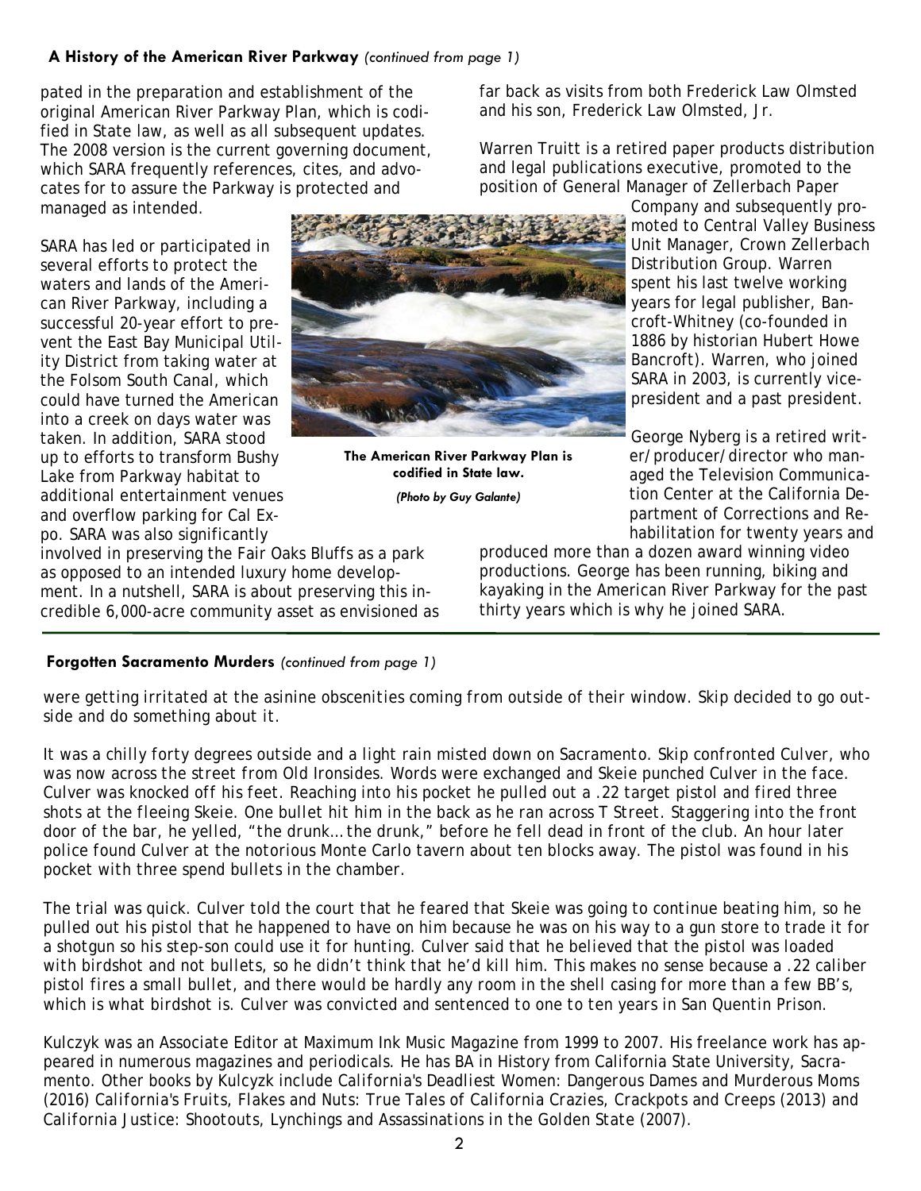### **A History of the American River Parkway** *(continued from page 1)*

pated in the preparation and establishment of the original American River Parkway Plan, which is codified in State law, as well as all subsequent updates. The 2008 version is the current governing document, which SARA frequently references, cites, and advocates for to assure the Parkway is protected and managed as intended.

SARA has led or participated in several efforts to protect the waters and lands of the American River Parkway, including a successful 20-year effort to prevent the East Bay Municipal Utility District from taking water at the Folsom South Canal, which could have turned the American into a creek on days water was taken. In addition, SARA stood up to efforts to transform Bushy Lake from Parkway habitat to additional entertainment venues and overflow parking for Cal Expo. SARA was also significantly involved in preserving the Fair Oaks Bluffs as a park as opposed to an intended luxury home development. In a nutshell, SARA is about preserving this incredible 6,000-acre community asset as envisioned as far back as visits from both Frederick Law Olmsted and his son, Frederick Law Olmsted, Jr.

**The American River Parkway Plan is codified in State law.**

***(Photo by Guy Galante)***

Warren Truitt is a retired paper products distribution and legal publications executive, promoted to the position of General Manager of Zellerbach Paper Company and subsequently promoted to Central Valley Business Unit Manager, Crown Zellerbach Distribution Group. Warren spent his last twelve working years for legal publisher, Bancroft-Whitney (co-founded in 1886 by historian Hubert Howe Bancroft). Warren, who joined SARA in 2003, is currently vice-president and a past president.

George Nyberg is a retired writer/producer/director who managed the Television Communication Center at the California Department of Corrections and Rehabilitation for twenty years and produced more than a dozen award winning video productions. George has been running, biking and kayaking in the American River Parkway for the past thirty years which is why he joined SARA.

### **Forgotten Sacramento Murders** *(continued from page 1)*

*were getting irritated at the asinine obscenities coming from outside of their window. Skip decided to go outside and do something about it.*

*It was a chilly forty degrees outside and a light rain misted down on Sacramento. Skip confronted Culver, who was now across the street from Old Ironsides. Words were exchanged and Skeie punched Culver in the face. Culver was knocked off his feet. Reaching into his pocket he pulled out a .22 target pistol and fired three shots at the fleeing Skeie. One bullet hit him in the back as he ran across T Street. Staggering into the front door of the bar, he yelled, "the drunk… the drunk," before he fell dead in front of the club. An hour later police found Culver at the notorious Monte Carlo tavern about ten blocks away. The pistol was found in his pocket with three spend bullets in the chamber.*

*The trial was quick. Culver told the court that he feared that Skeie was going to continue beating him, so he pulled out his pistol that he happened to have on him because he was on his way to a gun store to trade it for a shotgun so his step-son could use it for hunting. Culver said that he believed that the pistol was loaded with birdshot and not bullets, so he didn't think that he'd kill him. This makes no sense because a .22 caliber pistol fires a small bullet, and there would be hardly any room in the shell casing for more than a few BB's, which is what birdshot is. Culver was convicted and sentenced to one to ten years in San Quentin Prison.*

Kulczyk was an Associate Editor at Maximum Ink Music Magazine from 1999 to 2007. His freelance work has appeared in numerous magazines and periodicals. He has BA in History from California State University, Sacramento. Other books by Kulcyzk include California's Deadliest Women: Dangerous Dames and Murderous Moms (2016) California's Fruits, Flakes and Nuts: True Tales of California Crazies, Crackpots and Creeps (2013) and California Justice: Shootouts, Lynchings and Assassinations in the Golden State (2007).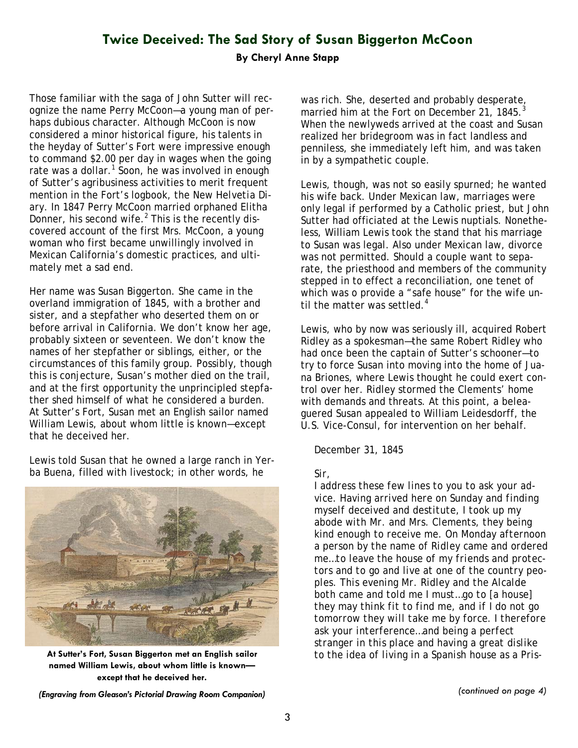## Twice Deceived: The Sad Story of Susan Biggerton McCoon

**By Cheryl Anne Stapp**

Those familiar with the saga of John Sutter will recognize the name Perry McCoon—a young man of perhaps dubious character. Although McCoon is now considered a minor historical figure, his talents in the heyday of Sutter's Fort were impressive enough to command $2.00 per day in wages when the going rate was a dollar.[1] Soon, he was involved in enough of Sutter's agribusiness activities to merit frequent mention in the Fort's logbook, the *New Helvetia Diary*. In 1847 Perry McCoon married orphaned Elitha Donner, his second wife.[2] This is the recently discovered account of the first Mrs. McCoon, a young woman who first became unwillingly involved in Mexican California's domestic practices, and ultimately met a sad end.

Her name was Susan Biggerton. She came in the overland immigration of 1845, with a brother and sister, and a stepfather who deserted them on or before arrival in California. We don't know her age, probably sixteen or seventeen. We don't know the names of her stepfather or siblings, either, or the circumstances of this family group. Possibly, though this is conjecture, Susan's mother died on the trail, and at the first opportunity the unprincipled stepfather shed himself of what he considered a burden. At Sutter's Fort, Susan met an English sailor named William Lewis, about whom little is known—except that he deceived her.

Lewis told Susan that he owned a large ranch in Yerba Buena, filled with livestock; in other words, he was rich. She, deserted and probably desperate, married him at the Fort on December 21, 1845.[3] When the newlyweds arrived at the coast and Susan realized her bridegroom was in fact landless and penniless, she immediately left him, and was taken in by a sympathetic couple.

**At Sutter's Fort, Susan Biggerton met an English sailor named William Lewis, about whom little is known—except that he deceived her.**

***(Engraving from Gleason's Pictorial Drawing Room Companion)***

Lewis, though, was not so easily spurned; he wanted his wife back. Under Mexican law, marriages were only legal if performed by a Catholic priest, but John Sutter had officiated at the Lewis nuptials. Nonetheless, William Lewis took the stand that his marriage to Susan was legal. Also under Mexican law, divorce was not permitted. Should a couple want to separate, the priesthood and members of the community stepped in to effect a reconciliation, one tenet of which was o provide a "safe house" for the wife until the matter was settled.[4]

Lewis, who by now was seriously ill, acquired Robert Ridley as a spokesman—the same Robert Ridley who had once been the captain of Sutter's schooner—to try to force Susan into moving into the home of Juana Briones, where Lewis thought he could exert control over her. Ridley stormed the Clements' home with demands and threats. At this point, a beleaguered Susan appealed to William Leidesdorff, the U.S. Vice-Consul, for intervention on her behalf.

> *December 31, 1845*
>
> *Sir,*
>
> *I address these few lines to you to ask your advice. Having arrived here on Sunday and finding myself deceived and destitute, I took up my abode with Mr. and Mrs. Clements, they being kind enough to receive me. On Monday afternoon a person by the name of Ridley came and ordered me…to leave the house of my friends and protectors and to go and live at one of the country peoples. This evening Mr. Ridley and the Alcalde both came and told me I must…go to [a house] they may think fit to find me, and if I do not go tomorrow they will take me by force. I therefore ask your interference…and being a perfect stranger in this place and having a great dislike to the idea of living in a Spanish house as a Pris-*

*(continued on page 4)*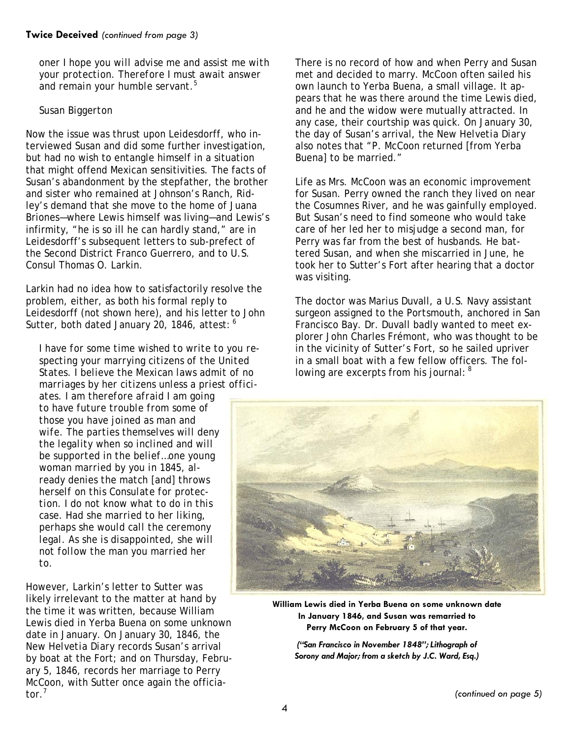**Twice Deceived** *(continued from page 3)*

> oner I hope you will advise me and assist me with your protection. Therefore I must await answer and remain your humble servant.[5]
>
> Susan Biggerton

Now the issue was thrust upon Leidesdorff, who interviewed Susan and did some further investigation, but had no wish to entangle himself in a situation that might offend Mexican sensitivities. The facts of Susan's abandonment by the stepfather, the brother and sister who remained at Johnson's Ranch, Ridley's demand that she move to the home of Juana Briones—where Lewis himself was living—and Lewis's infirmity, "he is so ill he can hardly stand," are in Leidesdorff's subsequent letters to sub-prefect of the Second District Franco Guerrero, and to U.S. Consul Thomas O. Larkin.

Larkin had no idea how to satisfactorily resolve the problem, either, as both his formal reply to Leidesdorff (not shown here), and his letter to John Sutter, both dated January 20, 1846, attest: [6]

> I have for some time wished to write to you respecting your marrying citizens of the United States. I believe the Mexican laws admit of no marriages by her citizens unless a priest officiates. I am therefore afraid I am going to have future trouble from some of those you have joined as man and wife. The parties themselves will deny the legality when so inclined and will be supported in the belief…one young woman married by you in 1845, already denies the match [and] throws herself on this Consulate for protection. I do not know what to do in this case. Had she married to her liking, perhaps she would call the ceremony legal. As she is disappointed, she will not follow the man you married her to.

However, Larkin's letter to Sutter was likely irrelevant to the matter at hand by the time it was written, because William Lewis died in Yerba Buena on some unknown date in January. On January 30, 1846, the *New Helvetia Diary* records Susan's arrival by boat at the Fort; and on Thursday, February 5, 1846, records her marriage to Perry McCoon, with Sutter once again the officiator.[7]

There is no record of how and when Perry and Susan met and decided to marry. McCoon often sailed his own launch to Yerba Buena, a small village. It appears that he was there around the time Lewis died, and he and the widow were mutually attracted. In any case, their courtship was quick. On January 30, the day of Susan's arrival, the *New Helvetia Diary* also notes that "P. McCoon returned [from Yerba Buena] to be married."

Life as Mrs. McCoon was an economic improvement for Susan. Perry owned the ranch they lived on near the Cosumnes River, and he was gainfully employed. But Susan's need to find someone who would take care of her led her to misjudge a second man, for Perry was far from the best of husbands. He battered Susan, and when she miscarried in June, he took her to Sutter's Fort after hearing that a doctor was visiting.

The doctor was Marius Duvall, a U.S. Navy assistant surgeon assigned to the *Portsmouth*, anchored in San Francisco Bay. Dr. Duvall badly wanted to meet explorer John Charles Frémont, who was thought to be in the vicinity of Sutter's Fort, so he sailed upriver in a small boat with a few fellow officers. The following are excerpts from his journal: [8]

**William Lewis died in Yerba Buena on some unknown date In January 1846, and Susan was remarried to Perry McCoon on February 5 of that year.**

***("San Francisco in November 1848"; Lithograph of Sorony and Major; from a sketch by J.C. Ward, Esq.)***

*(continued on page 5)*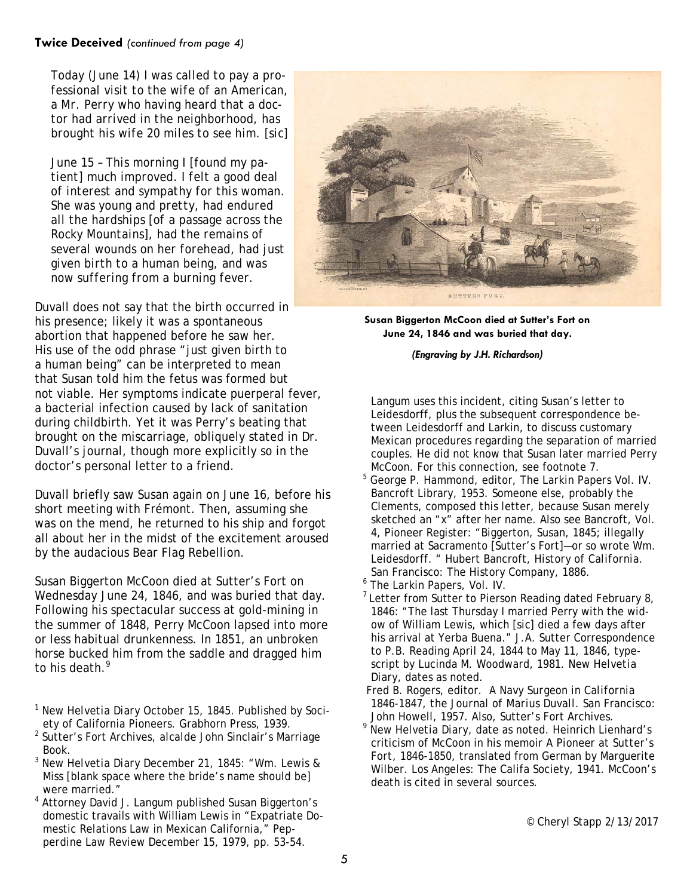**Twice Deceived** *(continued from page 4)*

> Today (June 14) I was called to pay a professional visit to the wife of an American, a Mr. Perry who having heard that a doctor had arrived in the neighborhood, has brought his wife 20 miles to see him. [sic]
>
> June 15 – This morning I [found my patient] much improved. I felt a good deal of interest and sympathy for this woman. She was young and pretty, had endured all the hardships [of a passage across the Rocky Mountains], had the remains of several wounds on her forehead, had just given birth to a human being, and was now suffering from a burning fever.

Duvall does not say that the birth occurred in his presence; likely it was a spontaneous abortion that happened before he saw her. His use of the odd phrase "just given birth to a human being" can be interpreted to mean that Susan told him the fetus was formed but not viable. Her symptoms indicate puerperal fever, a bacterial infection caused by lack of sanitation during childbirth. Yet it was Perry's beating that brought on the miscarriage, obliquely stated in Dr. Duvall's journal, though more explicitly so in the doctor's personal letter to a friend.

Duvall briefly saw Susan again on June 16, before his short meeting with Frémont. Then, assuming she was on the mend, he returned to his ship and forgot all about her in the midst of the excitement aroused by the audacious Bear Flag Rebellion.

Susan Biggerton McCoon died at Sutter's Fort on Wednesday June 24, 1846, and was buried that day. Following his spectacular success at gold-mining in the summer of 1848, Perry McCoon lapsed into more or less habitual drunkenness. In 1851, an unbroken horse bucked him from the saddle and dragged him to his death.[9]

**Susan Biggerton McCoon died at Sutter's Fort on June 24, 1846 and was buried that day.**

***(Engraving by J.H. Richardson)***

[1] New Helvetia Diary October 15, 1845. Published by Society of California Pioneers. Grabhorn Press, 1939.

[2] Sutter's Fort Archives, alcalde John Sinclair's Marriage Book.

[3] New Helvetia Diary December 21, 1845: "Wm. Lewis & Miss [blank space where the bride's name should be] were married."

[4] Attorney David J. Langum published Susan Biggerton's domestic travails with William Lewis in "Expatriate Domestic Relations Law in Mexican California," Pepperdine Law Review December 15, 1979, pp. 53-54. Langum uses this incident, citing Susan's letter to Leidesdorff, plus the subsequent correspondence between Leidesdorff and Larkin, to discuss customary Mexican procedures regarding the separation of married couples. He did not know that Susan later married Perry McCoon. For this connection, see footnote 7.

[5] George P. Hammond, editor, The Larkin Papers Vol. IV. Bancroft Library, 1953. Someone else, probably the Clements, composed this letter, because Susan merely sketched an "x" after her name. Also see Bancroft, Vol. 4, Pioneer Register: "Biggerton, Susan, 1845; illegally married at Sacramento [Sutter's Fort]—or so wrote Wm. Leidesdorff. " Hubert Bancroft, History of California. San Francisco: The History Company, 1886.

[6] The Larkin Papers, Vol. IV.

[7] Letter from Sutter to Pierson Reading dated February 8, 1846: "The last Thursday I married Perry with the widow of William Lewis, which [sic] died a few days after his arrival at Yerba Buena." J.A. Sutter Correspondence to P.B. Reading April 24, 1844 to May 11, 1846, typescript by Lucinda M. Woodward, 1981. New Helvetia Diary, dates as noted.

Fred B. Rogers, editor. A Navy Surgeon in California 1846-1847, the Journal of Marius Duvall. San Francisco: John Howell, 1957. Also, Sutter's Fort Archives.

[9] New Helvetia Diary, date as noted. Heinrich Lienhard's criticism of McCoon in his memoir A Pioneer at Sutter's Fort, 1846-1850, translated from German by Marguerite Wilber. Los Angeles: The Califa Society, 1941. McCoon's death is cited in several sources.

© Cheryl Stapp 2/13/2017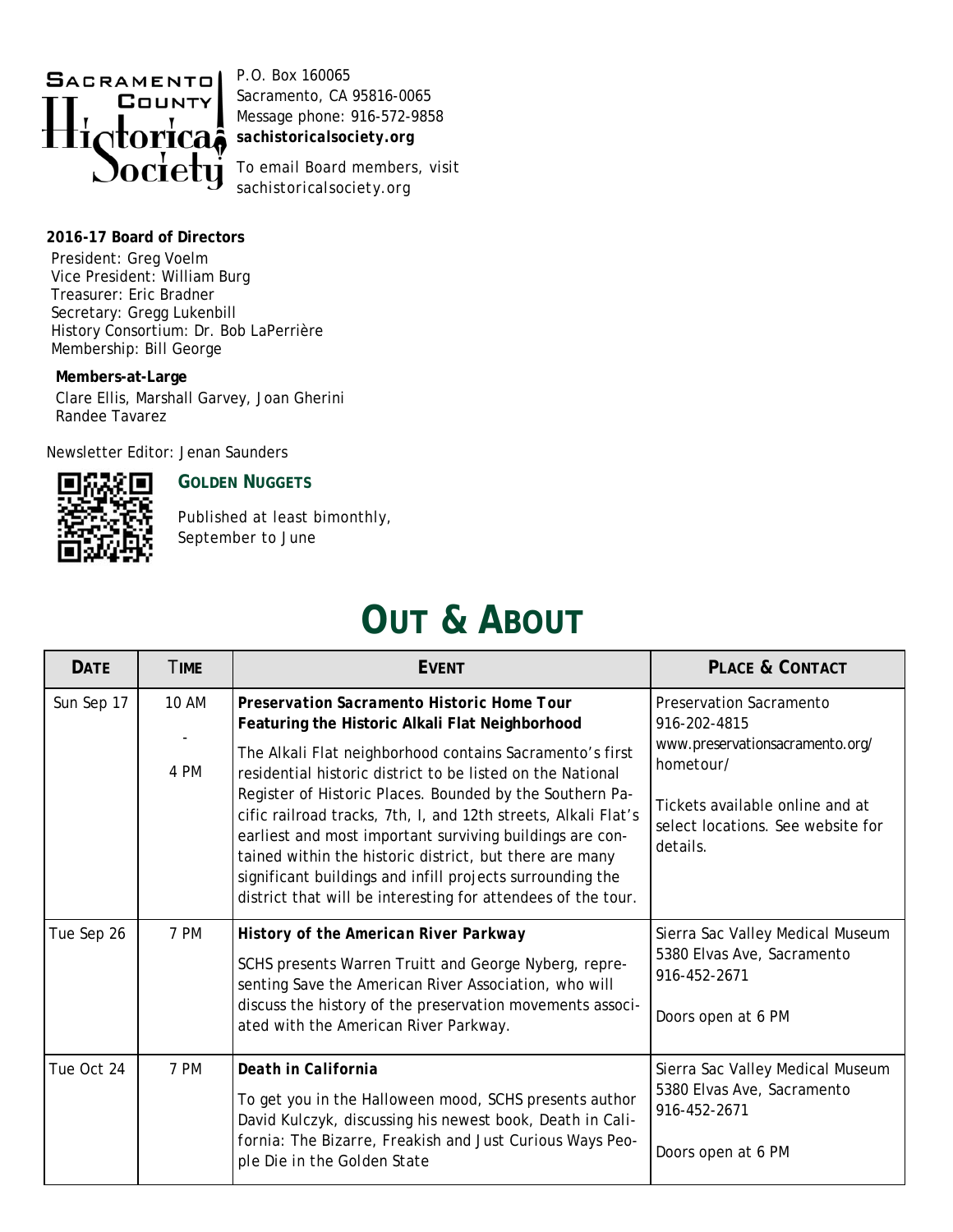**Sacramento County Historical Society**

P.O. Box 160065
Sacramento, CA 95816-0065
Message phone: 916-572-9858
**sachistoricalsociety.org**

To email Board members, visit sachistoricalsociety.org

**2016-17 Board of Directors**

President: Greg Voelm
Vice President: William Burg
Treasurer: Eric Bradner
Secretary: Gregg Lukenbill
History Consortium: Dr. Bob LaPerrière
Membership: Bill George

**Members-at-Large**

Clare Ellis, Marshall Garvey, Joan Gherini
Randee Tavarez

Newsletter Editor: Jenan Saunders

**GOLDEN NUGGETS**

Published at least bimonthly, September to June

# OUT & ABOUT

| DATE | TIME | EVENT | PLACE & CONTACT |
|---|---|---|---|
| Sun Sep 17 | 10 AM - 4 PM | ***Preservation Sacramento Historic Home Tour Featuring the Historic Alkali Flat Neighborhood*** The Alkali Flat neighborhood contains Sacramento's first residential historic district to be listed on the National Register of Historic Places. Bounded by the Southern Pacific railroad tracks, 7th, I, and 12th streets, Alkali Flat's earliest and most important surviving buildings are contained within the historic district, but there are many significant buildings and infill projects surrounding the district that will be interesting for attendees of the tour. | Preservation Sacramento 916-202-4815 www.preservationsacramento.org/hometour/ Tickets available online and at select locations. See website for details. |
| Tue Sep 26 | 7 PM | ***History of the American River Parkway*** SCHS presents Warren Truitt and George Nyberg, representing Save the American River Association, who will discuss the history of the preservation movements associated with the American River Parkway. | Sierra Sac Valley Medical Museum 5380 Elvas Ave, Sacramento 916-452-2671 Doors open at 6 PM |
| Tue Oct 24 | 7 PM | ***Death in California*** To get you in the Halloween mood, SCHS presents author David Kulczyk, discussing his newest book, Death in California: The Bizarre, Freakish and Just Curious Ways People Die in the Golden State | Sierra Sac Valley Medical Museum 5380 Elvas Ave, Sacramento 916-452-2671 Doors open at 6 PM |